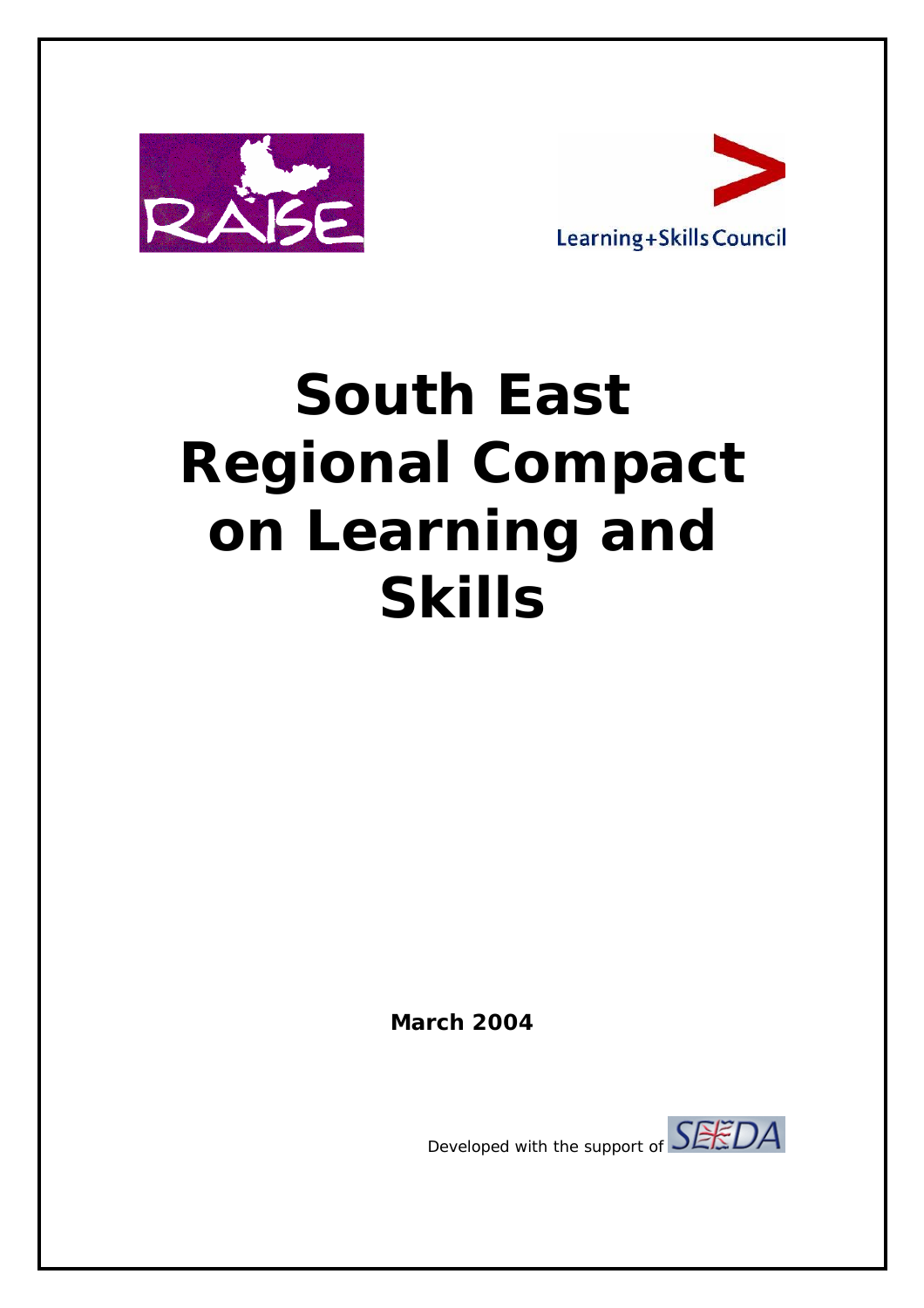RAISE

Learning+Skills Council

# South East Regional Compact on Learning and Skills

**March 2004**

Developed with the support of SEEDA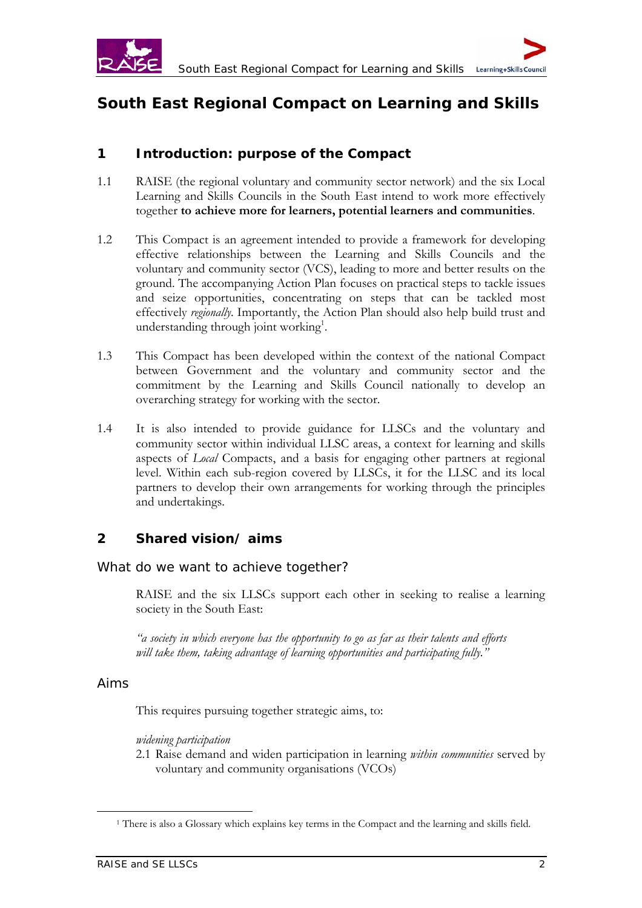# South East Regional Compact on Learning and Skills

## 1 Introduction: purpose of the Compact

1.1 RAISE (the regional voluntary and community sector network) and the six Local Learning and Skills Councils in the South East intend to work more effectively together **to achieve more for learners, potential learners and communities**.

1.2 This Compact is an agreement intended to provide a framework for developing effective relationships between the Learning and Skills Councils and the voluntary and community sector (VCS), leading to more and better results on the ground. The accompanying Action Plan focuses on practical steps to tackle issues and seize opportunities, concentrating on steps that can be tackled most effectively *regionally*. Importantly, the Action Plan should also help build trust and understanding through joint working[1].

1.3 This Compact has been developed within the context of the national Compact between Government and the voluntary and community sector and the commitment by the Learning and Skills Council nationally to develop an overarching strategy for working with the sector.

1.4 It is also intended to provide guidance for LLSCs and the voluntary and community sector within individual LLSC areas, a context for learning and skills aspects of *Local* Compacts, and a basis for engaging other partners at regional level. Within each sub-region covered by LLSCs, it for the LLSC and its local partners to develop their own arrangements for working through the principles and undertakings.

## 2 Shared vision/ aims

### What do we want to achieve together?

RAISE and the six LLSCs support each other in seeking to realise a learning society in the South East:

*"a society in which everyone has the opportunity to go as far as their talents and efforts will take them, taking advantage of learning opportunities and participating fully."*

### Aims

This requires pursuing together strategic aims, to:

*widening participation*

2.1 Raise demand and widen participation in learning *within communities* served by voluntary and community organisations (VCOs)

[1] There is also a Glossary which explains key terms in the Compact and the learning and skills field.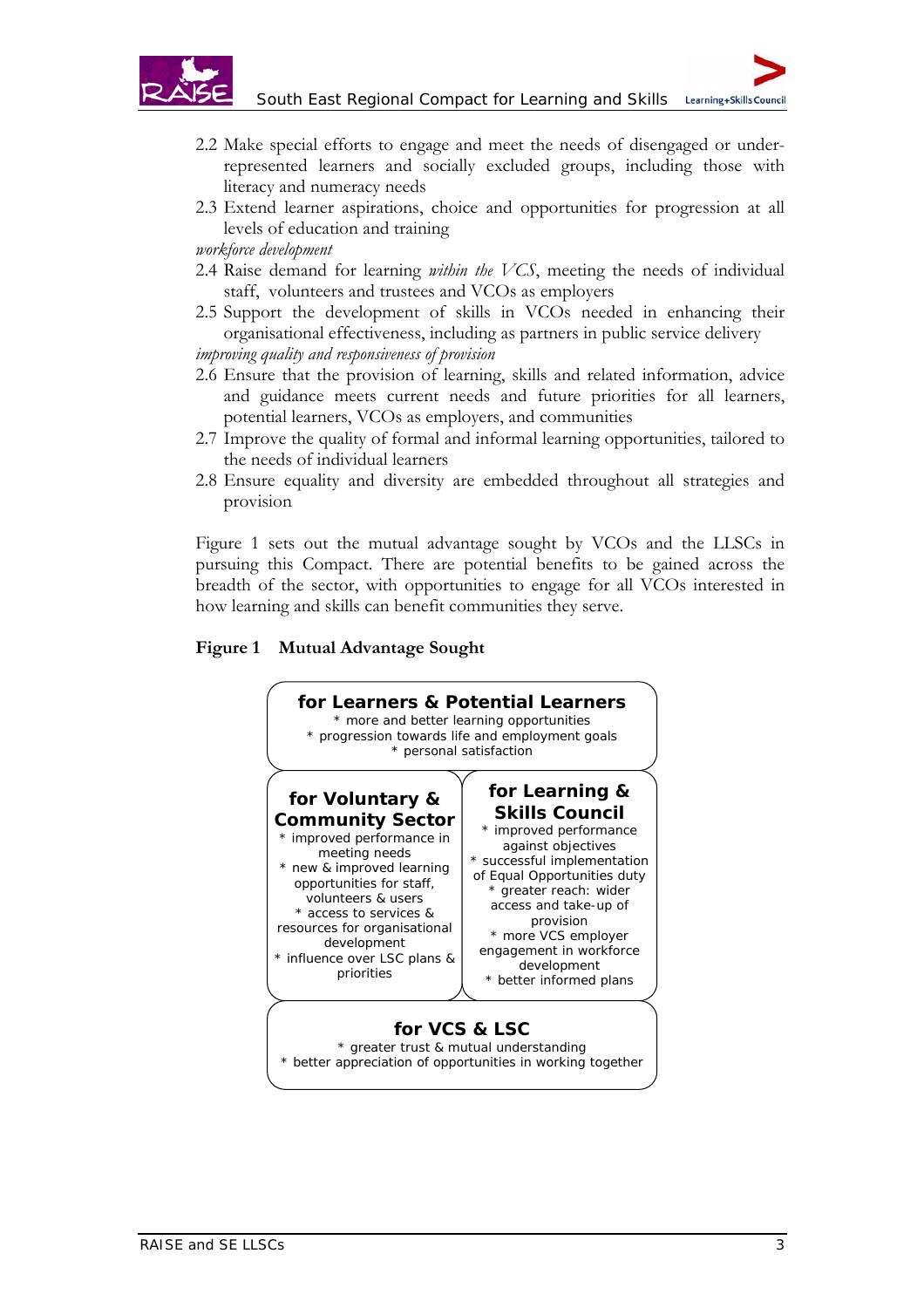2.2 Make special efforts to engage and meet the needs of disengaged or under-represented learners and socially excluded groups, including those with literacy and numeracy needs

2.3 Extend learner aspirations, choice and opportunities for progression at all levels of education and training

*workforce development*

2.4 Raise demand for learning *within the VCS*, meeting the needs of individual staff, volunteers and trustees and VCOs as employers

2.5 Support the development of skills in VCOs needed in enhancing their organisational effectiveness, including as partners in public service delivery

*improving quality and responsiveness of provision*

2.6 Ensure that the provision of learning, skills and related information, advice and guidance meets current needs and future priorities for all learners, potential learners, VCOs as employers, and communities

2.7 Improve the quality of formal and informal learning opportunities, tailored to the needs of individual learners

2.8 Ensure equality and diversity are embedded throughout all strategies and provision

Figure 1 sets out the mutual advantage sought by VCOs and the LLSCs in pursuing this Compact. There are potential benefits to be gained across the breadth of the sector, with opportunities to engage for all VCOs interested in how learning and skills can benefit communities they serve.

**Figure 1 Mutual Advantage Sought**

**for Learners & Potential Learners**
* more and better learning opportunities
* progression towards life and employment goals
* personal satisfaction

**for Voluntary & Community Sector**
* improved performance in meeting needs
* new & improved learning opportunities for staff, volunteers & users
* access to services & resources for organisational development
* influence over LSC plans & priorities

**for Learning & Skills Council**
* improved performance against objectives
* successful implementation of Equal Opportunities duty
* greater reach: wider access and take-up of provision
* more VCS employer engagement in workforce development
* better informed plans

**for VCS & LSC**
* greater trust & mutual understanding
* better appreciation of opportunities in working together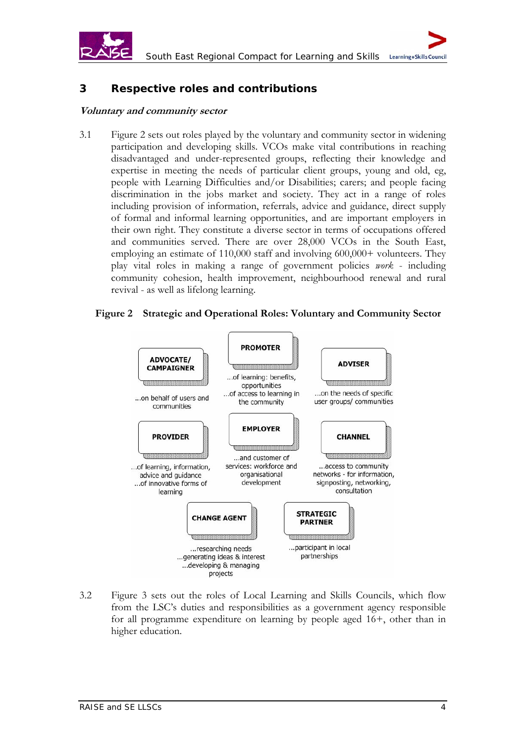## 3 Respective roles and contributions

### *Voluntary and community sector*

3.1 Figure 2 sets out roles played by the voluntary and community sector in widening participation and developing skills. VCOs make vital contributions in reaching disadvantaged and under-represented groups, reflecting their knowledge and expertise in meeting the needs of particular client groups, young and old, eg, people with Learning Difficulties and/or Disabilities; carers; and people facing discrimination in the jobs market and society. They act in a range of roles including provision of information, referrals, advice and guidance, direct supply of formal and informal learning opportunities, and are important employers in their own right. They constitute a diverse sector in terms of occupations offered and communities served. There are over 28,000 VCOs in the South East, employing an estimate of 110,000 staff and involving 600,000+ volunteers. They play vital roles in making a range of government policies *work* - including community cohesion, health improvement, neighbourhood renewal and rural revival - as well as lifelong learning.

**Figure 2 Strategic and Operational Roles: Voluntary and Community Sector**

**ADVOCATE/ CAMPAIGNER**
...on behalf of users and communities

**PROMOTER**
...of learning: benefits, opportunities
...of access to learning in the community

**ADVISER**
...on the needs of specific user groups/ communities

**PROVIDER**
...of learning, information, advice and guidance
...of innovative forms of learning

**EMPLOYER**
...and customer of services: workforce and organisational development

**CHANNEL**
...access to community networks - for information, signposting, networking, consultation

**CHANGE AGENT**
...researching needs
...generating ideas & interest
...developing & managing projects

**STRATEGIC PARTNER**
...participant in local partnerships

3.2 Figure 3 sets out the roles of Local Learning and Skills Councils, which flow from the LSC's duties and responsibilities as a government agency responsible for all programme expenditure on learning by people aged 16+, other than in higher education.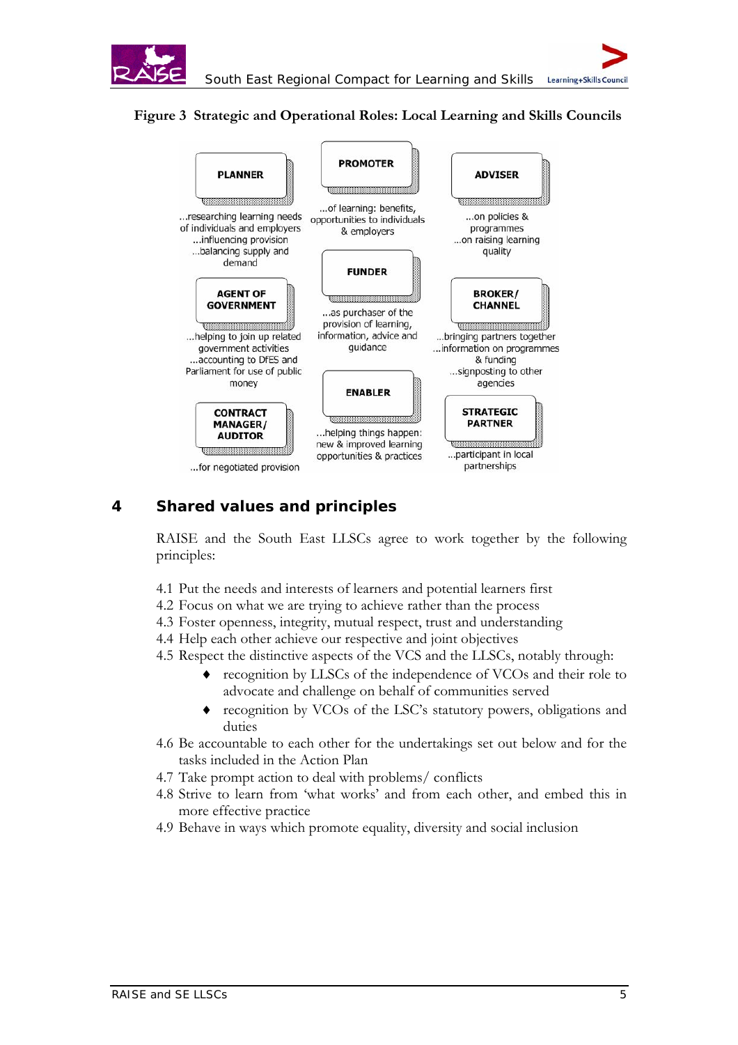**Figure 3 Strategic and Operational Roles: Local Learning and Skills Councils**

**PLANNER**

...researching learning needs of individuals and employers
...influencing provision
...balancing supply and demand

**PROMOTER**

...of learning: benefits, opportunities to individuals & employers

**ADVISER**

...on policies & programmes
...on raising learning quality

**AGENT OF GOVERNMENT**

...helping to join up related government activities
...accounting to DfES and Parliament for use of public money

**FUNDER**

...as purchaser of the provision of learning, information, advice and guidance

**BROKER/ CHANNEL**

...bringing partners together
...information on programmes & funding
...signposting to other agencies

**CONTRACT MANAGER/ AUDITOR**

...for negotiated provision

**ENABLER**

...helping things happen: new & improved learning opportunities & practices

**STRATEGIC PARTNER**

...participant in local partnerships

## 4 Shared values and principles

RAISE and the South East LLSCs agree to work together by the following principles:

4.1 Put the needs and interests of learners and potential learners first
4.2 Focus on what we are trying to achieve rather than the process
4.3 Foster openness, integrity, mutual respect, trust and understanding
4.4 Help each other achieve our respective and joint objectives
4.5 Respect the distinctive aspects of the VCS and the LLSCs, notably through:

- recognition by LLSCs of the independence of VCOs and their role to advocate and challenge on behalf of communities served
- recognition by VCOs of the LSC's statutory powers, obligations and duties

4.6 Be accountable to each other for the undertakings set out below and for the tasks included in the Action Plan
4.7 Take prompt action to deal with problems/ conflicts
4.8 Strive to learn from 'what works' and from each other, and embed this in more effective practice
4.9 Behave in ways which promote equality, diversity and social inclusion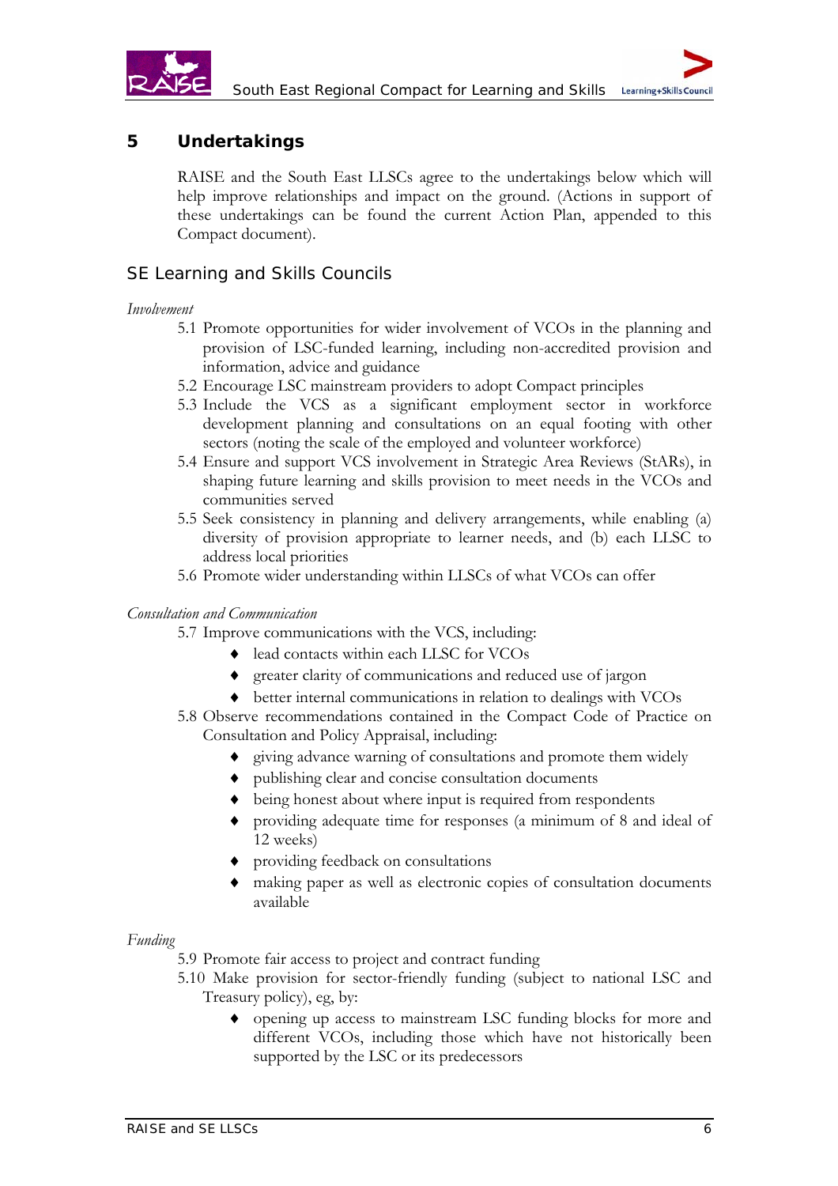## 5 Undertakings

RAISE and the South East LLSCs agree to the undertakings below which will help improve relationships and impact on the ground. (Actions in support of these undertakings can be found the current Action Plan, appended to this Compact document).

### SE Learning and Skills Councils

*Involvement*

5.1 Promote opportunities for wider involvement of VCOs in the planning and provision of LSC-funded learning, including non-accredited provision and information, advice and guidance

5.2 Encourage LSC mainstream providers to adopt Compact principles

5.3 Include the VCS as a significant employment sector in workforce development planning and consultations on an equal footing with other sectors (noting the scale of the employed and volunteer workforce)

5.4 Ensure and support VCS involvement in Strategic Area Reviews (StARs), in shaping future learning and skills provision to meet needs in the VCOs and communities served

5.5 Seek consistency in planning and delivery arrangements, while enabling (a) diversity of provision appropriate to learner needs, and (b) each LLSC to address local priorities

5.6 Promote wider understanding within LLSCs of what VCOs can offer

*Consultation and Communication*

5.7 Improve communications with the VCS, including:

- lead contacts within each LLSC for VCOs
- greater clarity of communications and reduced use of jargon
- better internal communications in relation to dealings with VCOs

5.8 Observe recommendations contained in the Compact Code of Practice on Consultation and Policy Appraisal, including:

- giving advance warning of consultations and promote them widely
- publishing clear and concise consultation documents
- being honest about where input is required from respondents
- providing adequate time for responses (a minimum of 8 and ideal of 12 weeks)
- providing feedback on consultations
- making paper as well as electronic copies of consultation documents available

*Funding*

5.9 Promote fair access to project and contract funding

5.10 Make provision for sector-friendly funding (subject to national LSC and Treasury policy), eg, by:

- opening up access to mainstream LSC funding blocks for more and different VCOs, including those which have not historically been supported by the LSC or its predecessors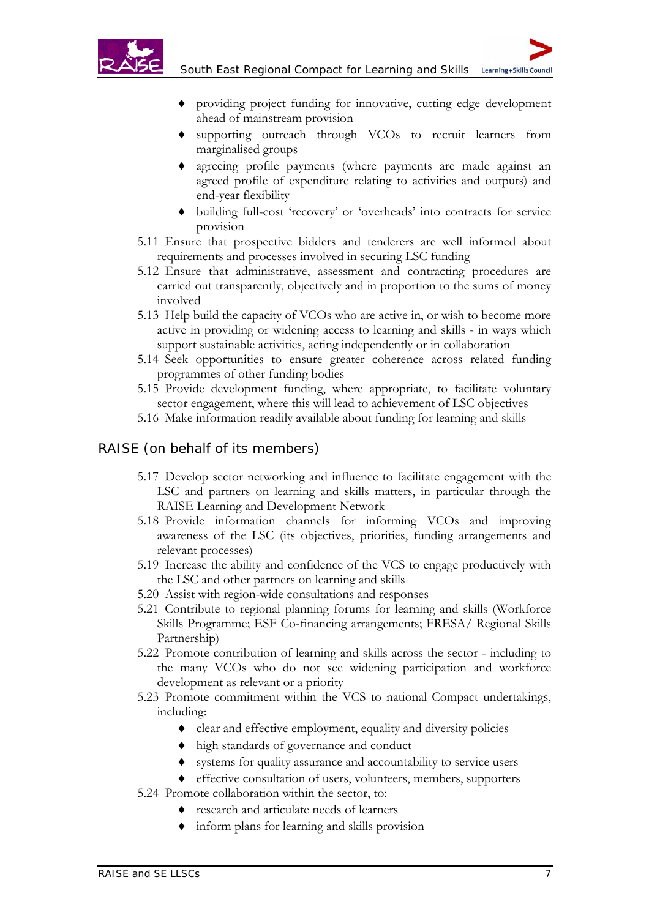- providing project funding for innovative, cutting edge development ahead of mainstream provision
- supporting outreach through VCOs to recruit learners from marginalised groups
- agreeing profile payments (where payments are made against an agreed profile of expenditure relating to activities and outputs) and end-year flexibility
- building full-cost 'recovery' or 'overheads' into contracts for service provision

5.11 Ensure that prospective bidders and tenderers are well informed about requirements and processes involved in securing LSC funding

5.12 Ensure that administrative, assessment and contracting procedures are carried out transparently, objectively and in proportion to the sums of money involved

5.13 Help build the capacity of VCOs who are active in, or wish to become more active in providing or widening access to learning and skills - in ways which support sustainable activities, acting independently or in collaboration

5.14 Seek opportunities to ensure greater coherence across related funding programmes of other funding bodies

5.15 Provide development funding, where appropriate, to facilitate voluntary sector engagement, where this will lead to achievement of LSC objectives

5.16 Make information readily available about funding for learning and skills

### RAISE (on behalf of its members)

5.17 Develop sector networking and influence to facilitate engagement with the LSC and partners on learning and skills matters, in particular through the RAISE Learning and Development Network

5.18 Provide information channels for informing VCOs and improving awareness of the LSC (its objectives, priorities, funding arrangements and relevant processes)

5.19 Increase the ability and confidence of the VCS to engage productively with the LSC and other partners on learning and skills

5.20 Assist with region-wide consultations and responses

5.21 Contribute to regional planning forums for learning and skills (Workforce Skills Programme; ESF Co-financing arrangements; FRESA/ Regional Skills Partnership)

5.22 Promote contribution of learning and skills across the sector - including to the many VCOs who do not see widening participation and workforce development as relevant or a priority

5.23 Promote commitment within the VCS to national Compact undertakings, including:

- clear and effective employment, equality and diversity policies
- high standards of governance and conduct
- systems for quality assurance and accountability to service users
- effective consultation of users, volunteers, members, supporters

5.24 Promote collaboration within the sector, to:

- research and articulate needs of learners
- inform plans for learning and skills provision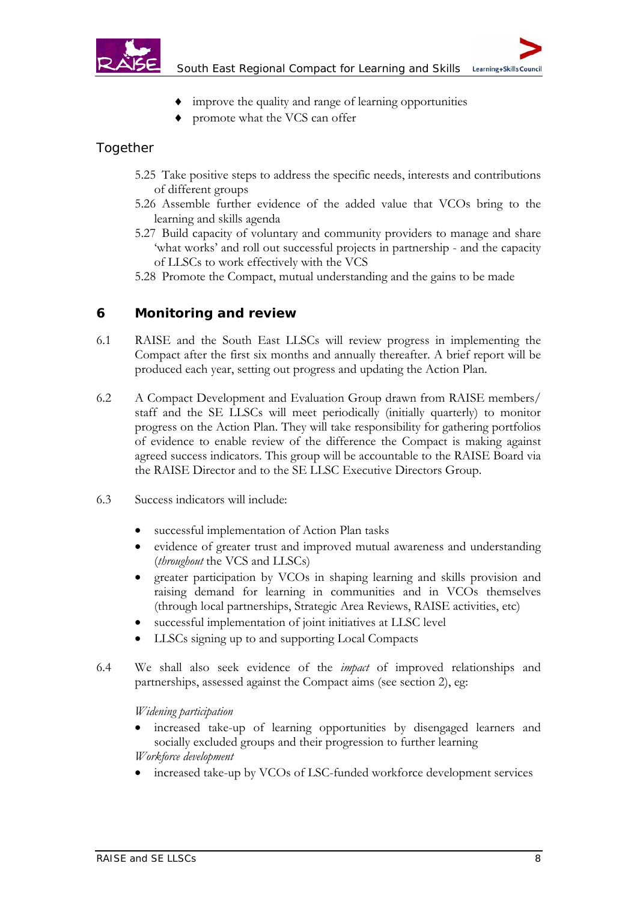- improve the quality and range of learning opportunities
- promote what the VCS can offer

### Together

5.25 Take positive steps to address the specific needs, interests and contributions of different groups

5.26 Assemble further evidence of the added value that VCOs bring to the learning and skills agenda

5.27 Build capacity of voluntary and community providers to manage and share 'what works' and roll out successful projects in partnership - and the capacity of LLSCs to work effectively with the VCS

5.28 Promote the Compact, mutual understanding and the gains to be made

## 6 Monitoring and review

6.1 RAISE and the South East LLSCs will review progress in implementing the Compact after the first six months and annually thereafter. A brief report will be produced each year, setting out progress and updating the Action Plan.

6.2 A Compact Development and Evaluation Group drawn from RAISE members/ staff and the SE LLSCs will meet periodically (initially quarterly) to monitor progress on the Action Plan. They will take responsibility for gathering portfolios of evidence to enable review of the difference the Compact is making against agreed success indicators. This group will be accountable to the RAISE Board via the RAISE Director and to the SE LLSC Executive Directors Group.

6.3 Success indicators will include:

- successful implementation of Action Plan tasks
- evidence of greater trust and improved mutual awareness and understanding (*throughout* the VCS and LLSCs)
- greater participation by VCOs in shaping learning and skills provision and raising demand for learning in communities and in VCOs themselves (through local partnerships, Strategic Area Reviews, RAISE activities, etc)
- successful implementation of joint initiatives at LLSC level
- LLSCs signing up to and supporting Local Compacts

6.4 We shall also seek evidence of the *impact* of improved relationships and partnerships, assessed against the Compact aims (see section 2), eg:

*Widening participation*

- increased take-up of learning opportunities by disengaged learners and socially excluded groups and their progression to further learning

*Workforce development*

- increased take-up by VCOs of LSC-funded workforce development services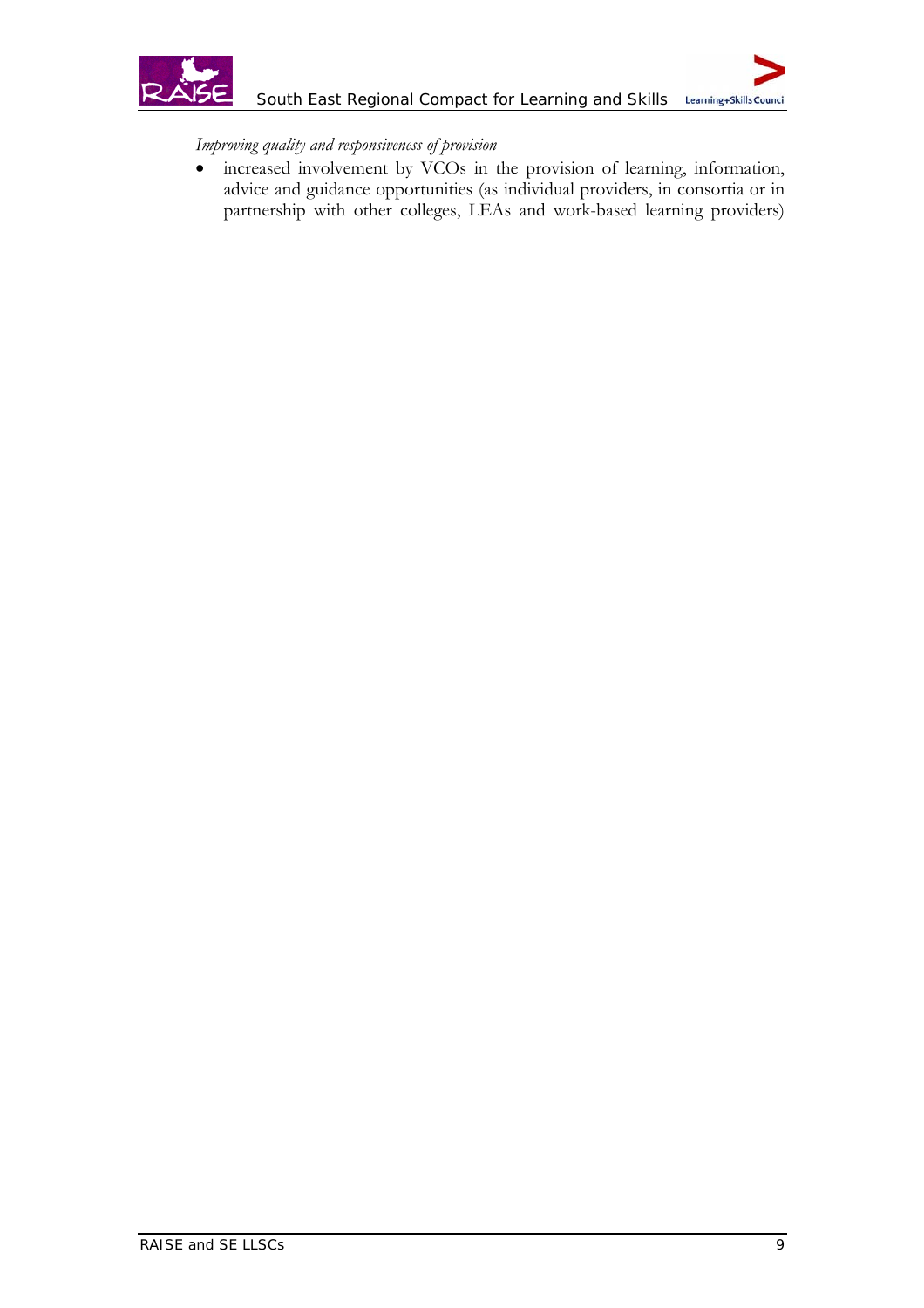*Improving quality and responsiveness of provision*

- increased involvement by VCOs in the provision of learning, information, advice and guidance opportunities (as individual providers, in consortia or in partnership with other colleges, LEAs and work-based learning providers)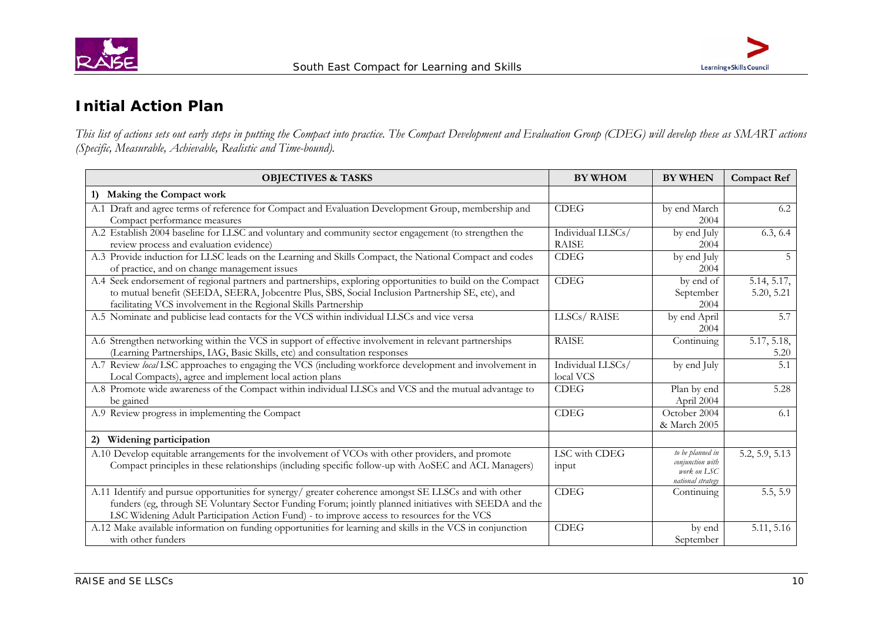## Initial Action Plan

*This list of actions sets out early steps in putting the Compact into practice. The Compact Development and Evaluation Group (CDEG) will develop these as SMART actions (Specific, Measurable, Achievable, Realistic and Time-bound).*

| OBJECTIVES & TASKS | BY WHOM | BY WHEN | Compact Ref |
|---|---|---|---|
| **1) Making the Compact work** | | | |
| A.1 Draft and agree terms of reference for Compact and Evaluation Development Group, membership and Compact performance measures | CDEG | by end March 2004 | 6.2 |
| A.2 Establish 2004 baseline for LLSC and voluntary and community sector engagement (to strengthen the review process and evaluation evidence) | Individual LLSCs/ RAISE | by end July 2004 | 6.3, 6.4 |
| A.3 Provide induction for LLSC leads on the Learning and Skills Compact, the National Compact and codes of practice, and on change management issues | CDEG | by end July 2004 | 5 |
| A.4 Seek endorsement of regional partners and partnerships, exploring opportunities to build on the Compact to mutual benefit (SEEDA, SEERA, Jobcentre Plus, SBS, Social Inclusion Partnership SE, etc), and facilitating VCS involvement in the Regional Skills Partnership | CDEG | by end of September 2004 | 5.14, 5.17, 5.20, 5.21 |
| A.5 Nominate and publicise lead contacts for the VCS within individual LLSCs and vice versa | LLSCs/ RAISE | by end April 2004 | 5.7 |
| A.6 Strengthen networking within the VCS in support of effective involvement in relevant partnerships (Learning Partnerships, IAG, Basic Skills, etc) and consultation responses | RAISE | Continuing | 5.17, 5.18, 5.20 |
| A.7 Review *local* LSC approaches to engaging the VCS (including workforce development and involvement in Local Compacts), agree and implement local action plans | Individual LLSCs/ local VCS | by end July | 5.1 |
| A.8 Promote wide awareness of the Compact within individual LLSCs and VCS and the mutual advantage to be gained | CDEG | Plan by end April 2004 | 5.28 |
| A.9 Review progress in implementing the Compact | CDEG | October 2004 & March 2005 | 6.1 |
| **2) Widening participation** | | | |
| A.10 Develop equitable arrangements for the involvement of VCOs with other providers, and promote Compact principles in these relationships (including specific follow-up with AoSEC and ACL Managers) | LSC with CDEG input | *to be planned in conjunction with work on LSC national strategy* | 5.2, 5.9, 5.13 |
| A.11 Identify and pursue opportunities for synergy/ greater coherence amongst SE LLSCs and with other funders (eg, through SE Voluntary Sector Funding Forum; jointly planned initiatives with SEEDA and the LSC Widening Adult Participation Action Fund) - to improve access to resources for the VCS | CDEG | Continuing | 5.5, 5.9 |
| A.12 Make available information on funding opportunities for learning and skills in the VCS in conjunction with other funders | CDEG | by end September | 5.11, 5.16 |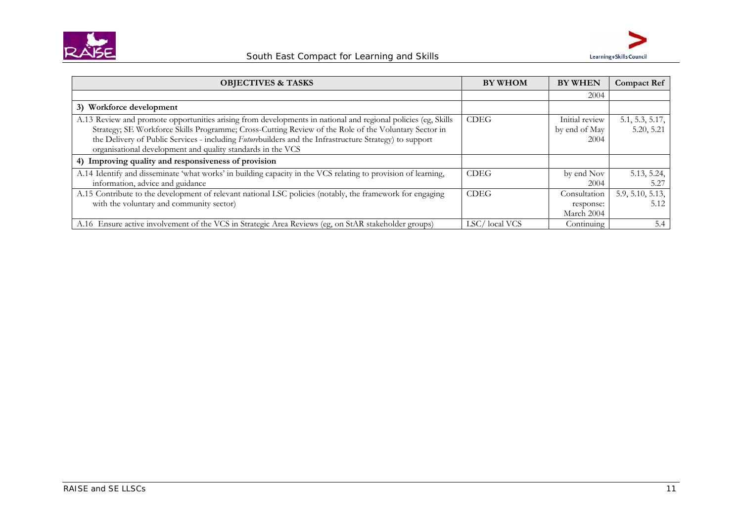| OBJECTIVES & TASKS | BY WHOM | BY WHEN | Compact Ref |
|---|---|---|---|
| | | 2004 | |
| **3) Workforce development** | | | |
| A.13 Review and promote opportunities arising from developments in national and regional policies (eg, Skills Strategy; SE Workforce Skills Programme; Cross-Cutting Review of the Role of the Voluntary Sector in the Delivery of Public Services - including *Future*builders and the Infrastructure Strategy) to support organisational development and quality standards in the VCS | CDEG | Initial review by end of May 2004 | 5.1, 5.3, 5.17, 5.20, 5.21 |
| **4) Improving quality and responsiveness of provision** | | | |
| A.14 Identify and disseminate 'what works' in building capacity in the VCS relating to provision of learning, information, advice and guidance | CDEG | by end Nov 2004 | 5.13, 5.24, 5.27 |
| A.15 Contribute to the development of relevant national LSC policies (notably, the framework for engaging with the voluntary and community sector) | CDEG | Consultation response: March 2004 | 5.9, 5.10, 5.13, 5.12 |
| A.16 Ensure active involvement of the VCS in Strategic Area Reviews (eg, on StAR stakeholder groups) | LSC/ local VCS | Continuing | 5.4 |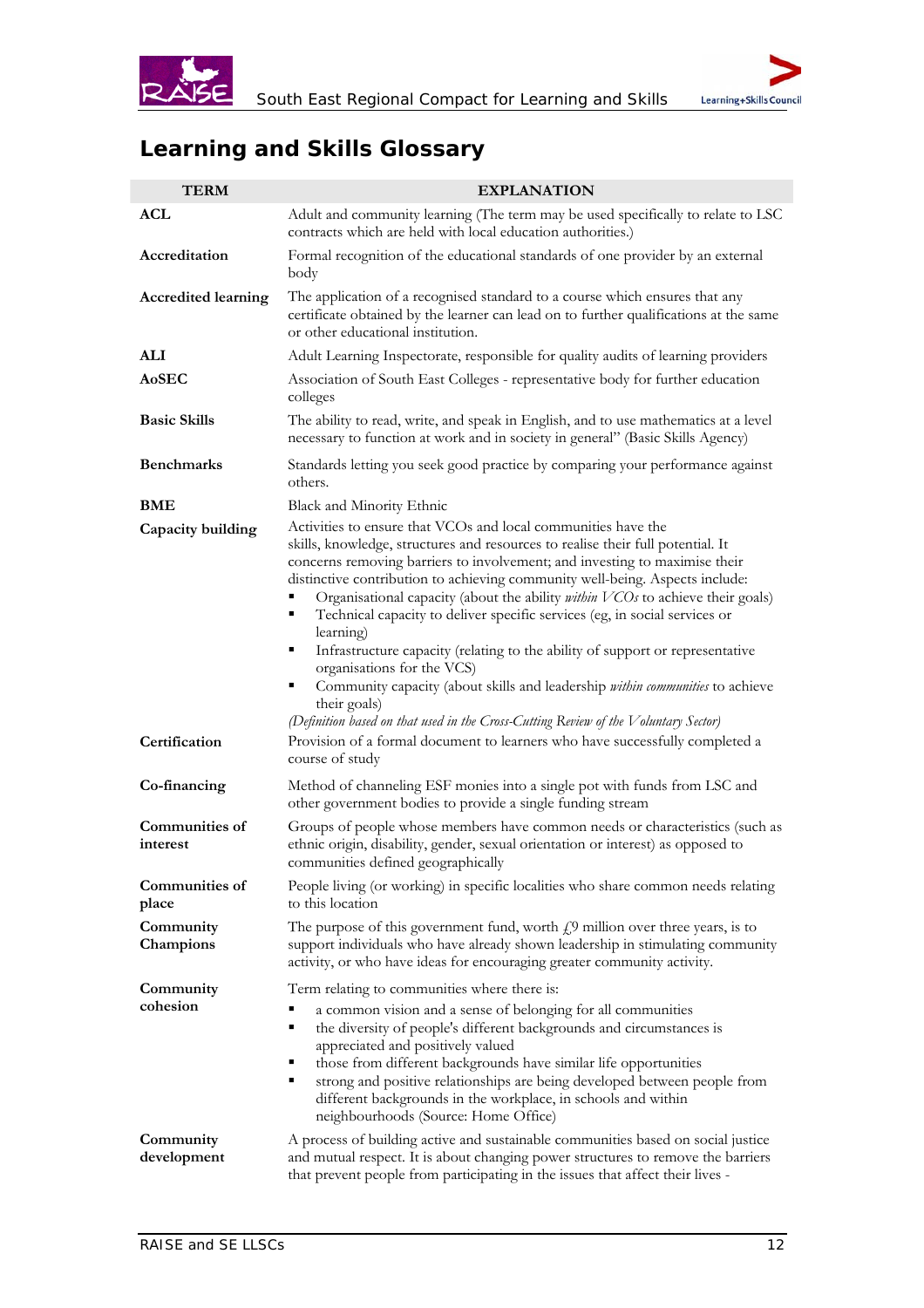## Learning and Skills Glossary

| TERM | EXPLANATION |
|---|---|
| **ACL** | Adult and community learning (The term may be used specifically to relate to LSC contracts which are held with local education authorities.) |
| **Accreditation** | Formal recognition of the educational standards of one provider by an external body |
| **Accredited learning** | The application of a recognised standard to a course which ensures that any certificate obtained by the learner can lead on to further qualifications at the same or other educational institution. |
| **ALI** | Adult Learning Inspectorate, responsible for quality audits of learning providers |
| **AoSEC** | Association of South East Colleges - representative body for further education colleges |
| **Basic Skills** | The ability to read, write, and speak in English, and to use mathematics at a level necessary to function at work and in society in general" (Basic Skills Agency) |
| **Benchmarks** | Standards letting you seek good practice by comparing your performance against others. |
| **BME** | Black and Minority Ethnic |
| **Capacity building** | Activities to ensure that VCOs and local communities have the skills, knowledge, structures and resources to realise their full potential. It concerns removing barriers to involvement; and investing to maximise their distinctive contribution to achieving community well-being. Aspects include:<br>▪ Organisational capacity (about the ability *within VCOs* to achieve their goals)<br>▪ Technical capacity to deliver specific services (eg, in social services or learning)<br>▪ Infrastructure capacity (relating to the ability of support or representative organisations for the VCS)<br>▪ Community capacity (about skills and leadership *within communities* to achieve their goals)<br>*(Definition based on that used in the Cross-Cutting Review of the Voluntary Sector)* |
| **Certification** | Provision of a formal document to learners who have successfully completed a course of study |
| **Co-financing** | Method of channeling ESF monies into a single pot with funds from LSC and other government bodies to provide a single funding stream |
| **Communities of interest** | Groups of people whose members have common needs or characteristics (such as ethnic origin, disability, gender, sexual orientation or interest) as opposed to communities defined geographically |
| **Communities of place** | People living (or working) in specific localities who share common needs relating to this location |
| **Community Champions** | The purpose of this government fund, worth £9 million over three years, is to support individuals who have already shown leadership in stimulating community activity, or who have ideas for encouraging greater community activity. |
| **Community cohesion** | Term relating to communities where there is:<br>▪ a common vision and a sense of belonging for all communities<br>▪ the diversity of people's different backgrounds and circumstances is appreciated and positively valued<br>▪ those from different backgrounds have similar life opportunities<br>▪ strong and positive relationships are being developed between people from different backgrounds in the workplace, in schools and within neighbourhoods (Source: Home Office) |
| **Community development** | A process of building active and sustainable communities based on social justice and mutual respect. It is about changing power structures to remove the barriers that prevent people from participating in the issues that affect their lives - |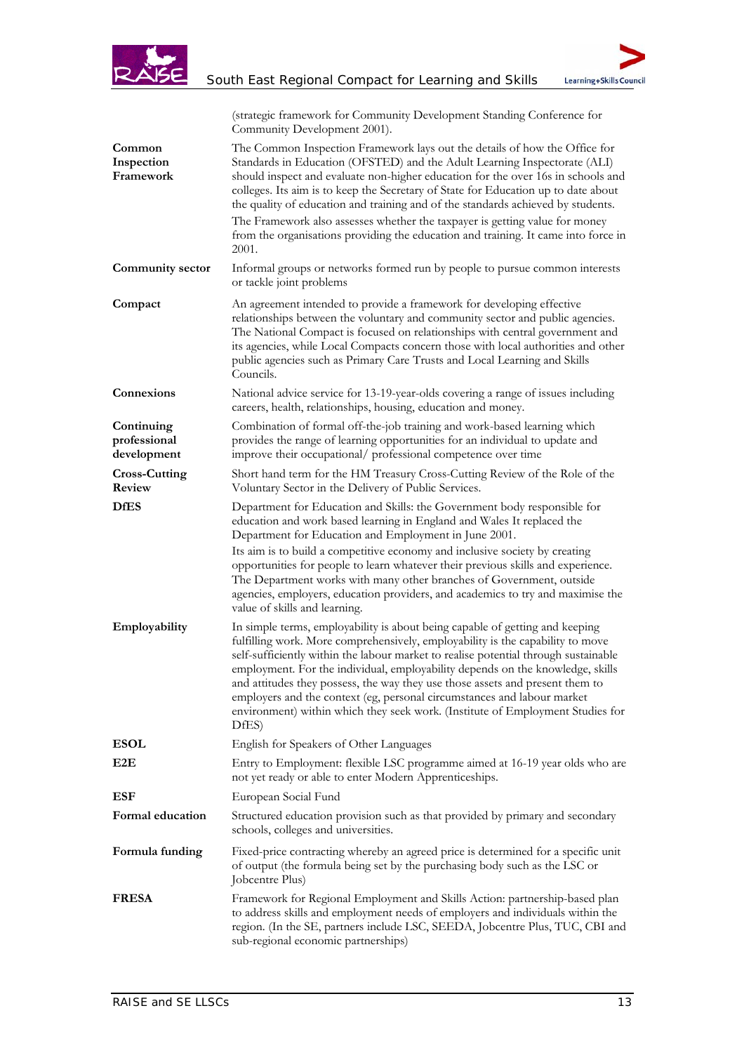| | |
|---|---|
| | (strategic framework for Community Development Standing Conference for Community Development 2001). |
| **Common Inspection Framework** | The Common Inspection Framework lays out the details of how the Office for Standards in Education (OFSTED) and the Adult Learning Inspectorate (ALI) should inspect and evaluate non-higher education for the over 16s in schools and colleges. Its aim is to keep the Secretary of State for Education up to date about the quality of education and training and of the standards achieved by students. The Framework also assesses whether the taxpayer is getting value for money from the organisations providing the education and training. It came into force in 2001. |
| **Community sector** | Informal groups or networks formed run by people to pursue common interests or tackle joint problems |
| **Compact** | An agreement intended to provide a framework for developing effective relationships between the voluntary and community sector and public agencies. The National Compact is focused on relationships with central government and its agencies, while Local Compacts concern those with local authorities and other public agencies such as Primary Care Trusts and Local Learning and Skills Councils. |
| **Connexions** | National advice service for 13-19-year-olds covering a range of issues including careers, health, relationships, housing, education and money. |
| **Continuing professional development** | Combination of formal off-the-job training and work-based learning which provides the range of learning opportunities for an individual to update and improve their occupational/ professional competence over time |
| **Cross-Cutting Review** | Short hand term for the HM Treasury Cross-Cutting Review of the Role of the Voluntary Sector in the Delivery of Public Services. |
| **DfES** | Department for Education and Skills: the Government body responsible for education and work based learning in England and Wales It replaced the Department for Education and Employment in June 2001. Its aim is to build a competitive economy and inclusive society by creating opportunities for people to learn whatever their previous skills and experience. The Department works with many other branches of Government, outside agencies, employers, education providers, and academics to try and maximise the value of skills and learning. |
| **Employability** | In simple terms, employability is about being capable of getting and keeping fulfilling work. More comprehensively, employability is the capability to move self-sufficiently within the labour market to realise potential through sustainable employment. For the individual, employability depends on the knowledge, skills and attitudes they possess, the way they use those assets and present them to employers and the context (eg, personal circumstances and labour market environment) within which they seek work. (Institute of Employment Studies for DfES) |
| **ESOL** | English for Speakers of Other Languages |
| **E2E** | Entry to Employment: flexible LSC programme aimed at 16-19 year olds who are not yet ready or able to enter Modern Apprenticeships. |
| **ESF** | European Social Fund |
| **Formal education** | Structured education provision such as that provided by primary and secondary schools, colleges and universities. |
| **Formula funding** | Fixed-price contracting whereby an agreed price is determined for a specific unit of output (the formula being set by the purchasing body such as the LSC or Jobcentre Plus) |
| **FRESA** | Framework for Regional Employment and Skills Action: partnership-based plan to address skills and employment needs of employers and individuals within the region. (In the SE, partners include LSC, SEEDA, Jobcentre Plus, TUC, CBI and sub-regional economic partnerships) |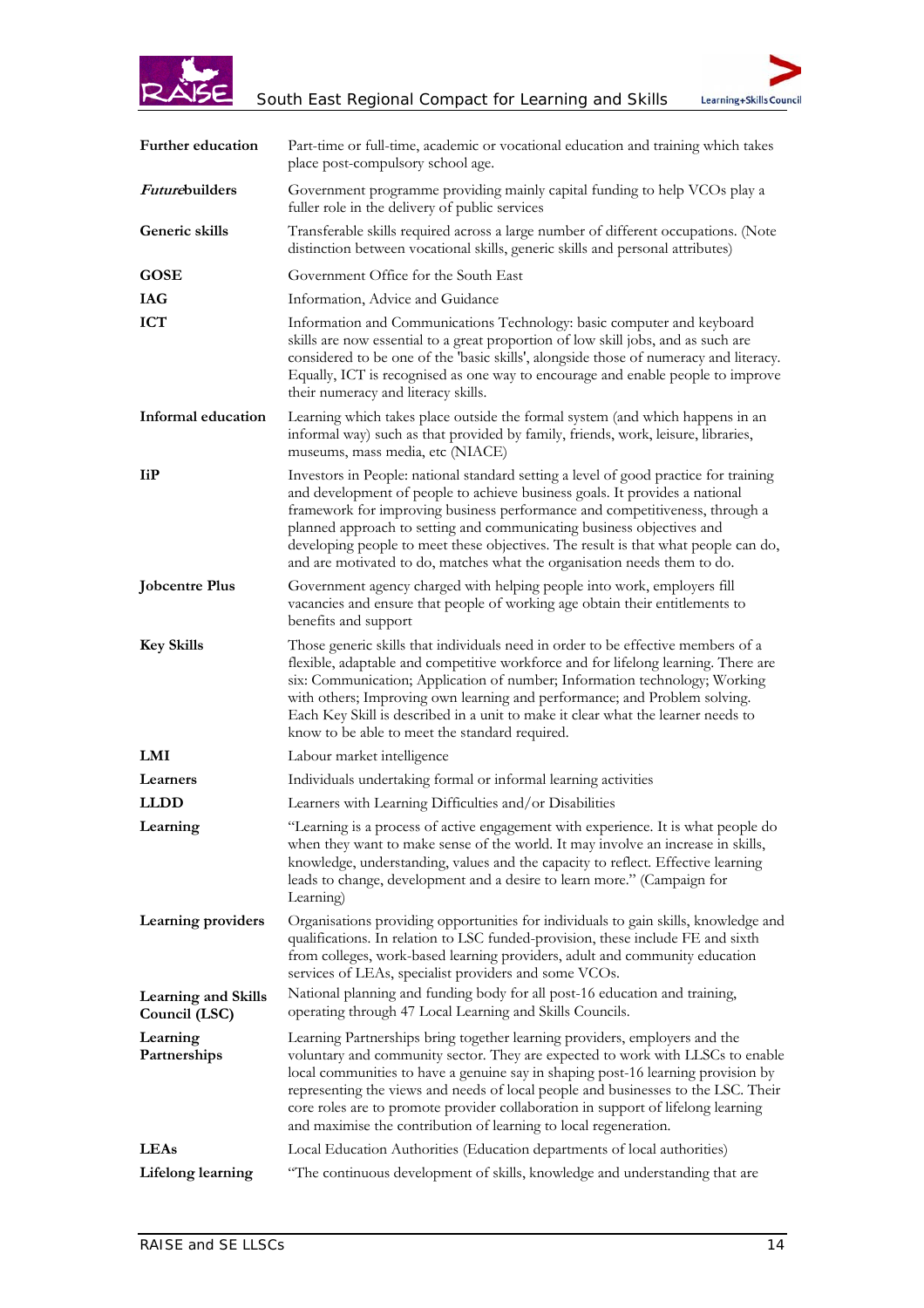| | |
|---|---|
| **Further education** | Part-time or full-time, academic or vocational education and training which takes place post-compulsory school age. |
| ***Future*builders** | Government programme providing mainly capital funding to help VCOs play a fuller role in the delivery of public services |
| **Generic skills** | Transferable skills required across a large number of different occupations. (Note distinction between vocational skills, generic skills and personal attributes) |
| **GOSE** | Government Office for the South East |
| **IAG** | Information, Advice and Guidance |
| **ICT** | Information and Communications Technology: basic computer and keyboard skills are now essential to a great proportion of low skill jobs, and as such are considered to be one of the 'basic skills', alongside those of numeracy and literacy. Equally, ICT is recognised as one way to encourage and enable people to improve their numeracy and literacy skills. |
| **Informal education** | Learning which takes place outside the formal system (and which happens in an informal way) such as that provided by family, friends, work, leisure, libraries, museums, mass media, etc (NIACE) |
| **IiP** | Investors in People: national standard setting a level of good practice for training and development of people to achieve business goals. It provides a national framework for improving business performance and competitiveness, through a planned approach to setting and communicating business objectives and developing people to meet these objectives. The result is that what people can do, and are motivated to do, matches what the organisation needs them to do. |
| **Jobcentre Plus** | Government agency charged with helping people into work, employers fill vacancies and ensure that people of working age obtain their entitlements to benefits and support |
| **Key Skills** | Those generic skills that individuals need in order to be effective members of a flexible, adaptable and competitive workforce and for lifelong learning. There are six: Communication; Application of number; Information technology; Working with others; Improving own learning and performance; and Problem solving. Each Key Skill is described in a unit to make it clear what the learner needs to know to be able to meet the standard required. |
| **LMI** | Labour market intelligence |
| **Learners** | Individuals undertaking formal or informal learning activities |
| **LLDD** | Learners with Learning Difficulties and/or Disabilities |
| **Learning** | "Learning is a process of active engagement with experience. It is what people do when they want to make sense of the world. It may involve an increase in skills, knowledge, understanding, values and the capacity to reflect. Effective learning leads to change, development and a desire to learn more." (Campaign for Learning) |
| **Learning providers** | Organisations providing opportunities for individuals to gain skills, knowledge and qualifications. In relation to LSC funded-provision, these include FE and sixth from colleges, work-based learning providers, adult and community education services of LEAs, specialist providers and some VCOs. |
| **Learning and Skills Council (LSC)** | National planning and funding body for all post-16 education and training, operating through 47 Local Learning and Skills Councils. |
| **Learning Partnerships** | Learning Partnerships bring together learning providers, employers and the voluntary and community sector. They are expected to work with LLSCs to enable local communities to have a genuine say in shaping post-16 learning provision by representing the views and needs of local people and businesses to the LSC. Their core roles are to promote provider collaboration in support of lifelong learning and maximise the contribution of learning to local regeneration. |
| **LEAs** | Local Education Authorities (Education departments of local authorities) |
| **Lifelong learning** | "The continuous development of skills, knowledge and understanding that are |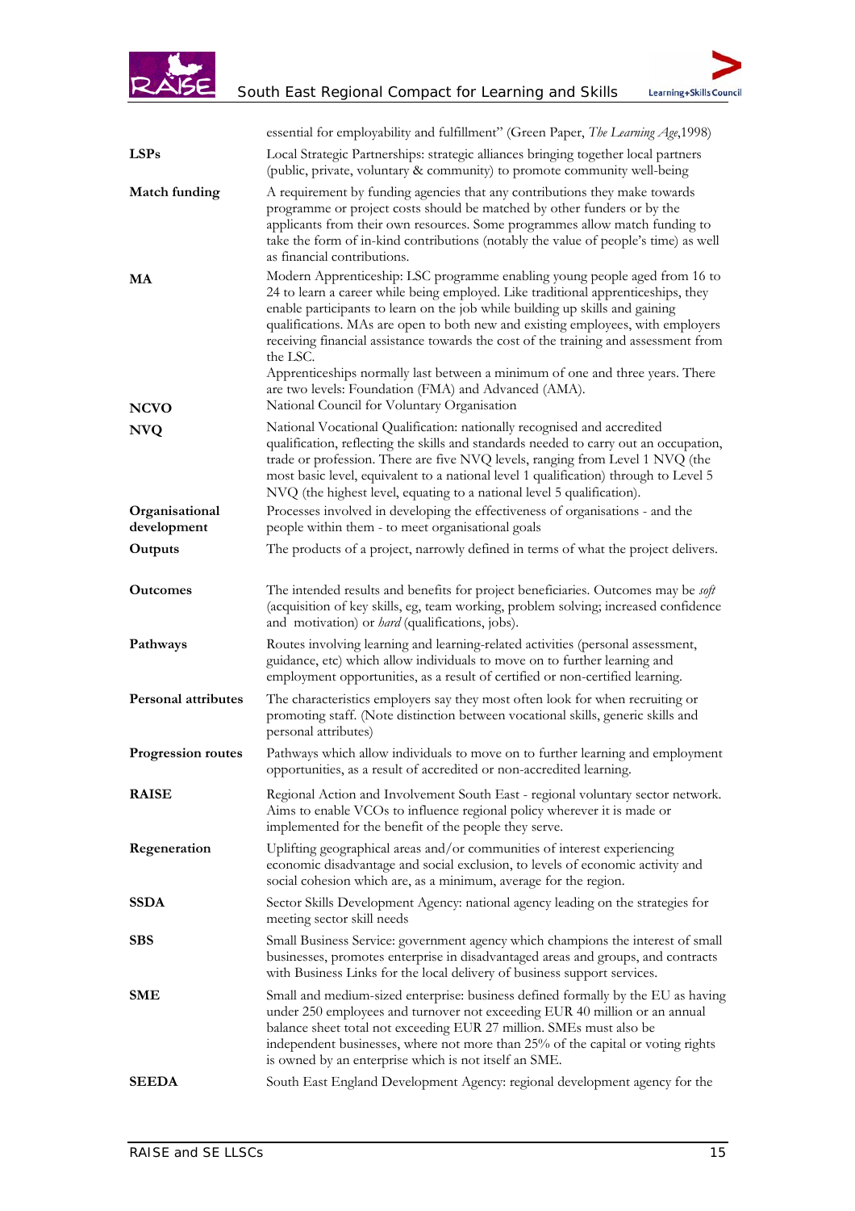| | |
|---|---|
| | essential for employability and fulfillment" (Green Paper, *The Learning Age*,1998) |
| **LSPs** | Local Strategic Partnerships: strategic alliances bringing together local partners (public, private, voluntary & community) to promote community well-being |
| **Match funding** | A requirement by funding agencies that any contributions they make towards programme or project costs should be matched by other funders or by the applicants from their own resources. Some programmes allow match funding to take the form of in-kind contributions (notably the value of people's time) as well as financial contributions. |
| **MA** | Modern Apprenticeship: LSC programme enabling young people aged from 16 to 24 to learn a career while being employed. Like traditional apprenticeships, they enable participants to learn on the job while building up skills and gaining qualifications. MAs are open to both new and existing employees, with employers receiving financial assistance towards the cost of the training and assessment from the LSC. Apprenticeships normally last between a minimum of one and three years. There are two levels: Foundation (FMA) and Advanced (AMA). |
| **NCVO** | National Council for Voluntary Organisation |
| **NVQ** | National Vocational Qualification: nationally recognised and accredited qualification, reflecting the skills and standards needed to carry out an occupation, trade or profession. There are five NVQ levels, ranging from Level 1 NVQ (the most basic level, equivalent to a national level 1 qualification) through to Level 5 NVQ (the highest level, equating to a national level 5 qualification). |
| **Organisational development** | Processes involved in developing the effectiveness of organisations - and the people within them - to meet organisational goals |
| **Outputs** | The products of a project, narrowly defined in terms of what the project delivers. |
| **Outcomes** | The intended results and benefits for project beneficiaries. Outcomes may be *soft* (acquisition of key skills, eg, team working, problem solving; increased confidence and motivation) or *hard* (qualifications, jobs). |
| **Pathways** | Routes involving learning and learning-related activities (personal assessment, guidance, etc) which allow individuals to move on to further learning and employment opportunities, as a result of certified or non-certified learning. |
| **Personal attributes** | The characteristics employers say they most often look for when recruiting or promoting staff. (Note distinction between vocational skills, generic skills and personal attributes) |
| **Progression routes** | Pathways which allow individuals to move on to further learning and employment opportunities, as a result of accredited or non-accredited learning. |
| **RAISE** | Regional Action and Involvement South East - regional voluntary sector network. Aims to enable VCOs to influence regional policy wherever it is made or implemented for the benefit of the people they serve. |
| **Regeneration** | Uplifting geographical areas and/or communities of interest experiencing economic disadvantage and social exclusion, to levels of economic activity and social cohesion which are, as a minimum, average for the region. |
| **SSDA** | Sector Skills Development Agency: national agency leading on the strategies for meeting sector skill needs |
| **SBS** | Small Business Service: government agency which champions the interest of small businesses, promotes enterprise in disadvantaged areas and groups, and contracts with Business Links for the local delivery of business support services. |
| **SME** | Small and medium-sized enterprise: business defined formally by the EU as having under 250 employees and turnover not exceeding EUR 40 million or an annual balance sheet total not exceeding EUR 27 million. SMEs must also be independent businesses, where not more than 25% of the capital or voting rights is owned by an enterprise which is not itself an SME. |
| **SEEDA** | South East England Development Agency: regional development agency for the |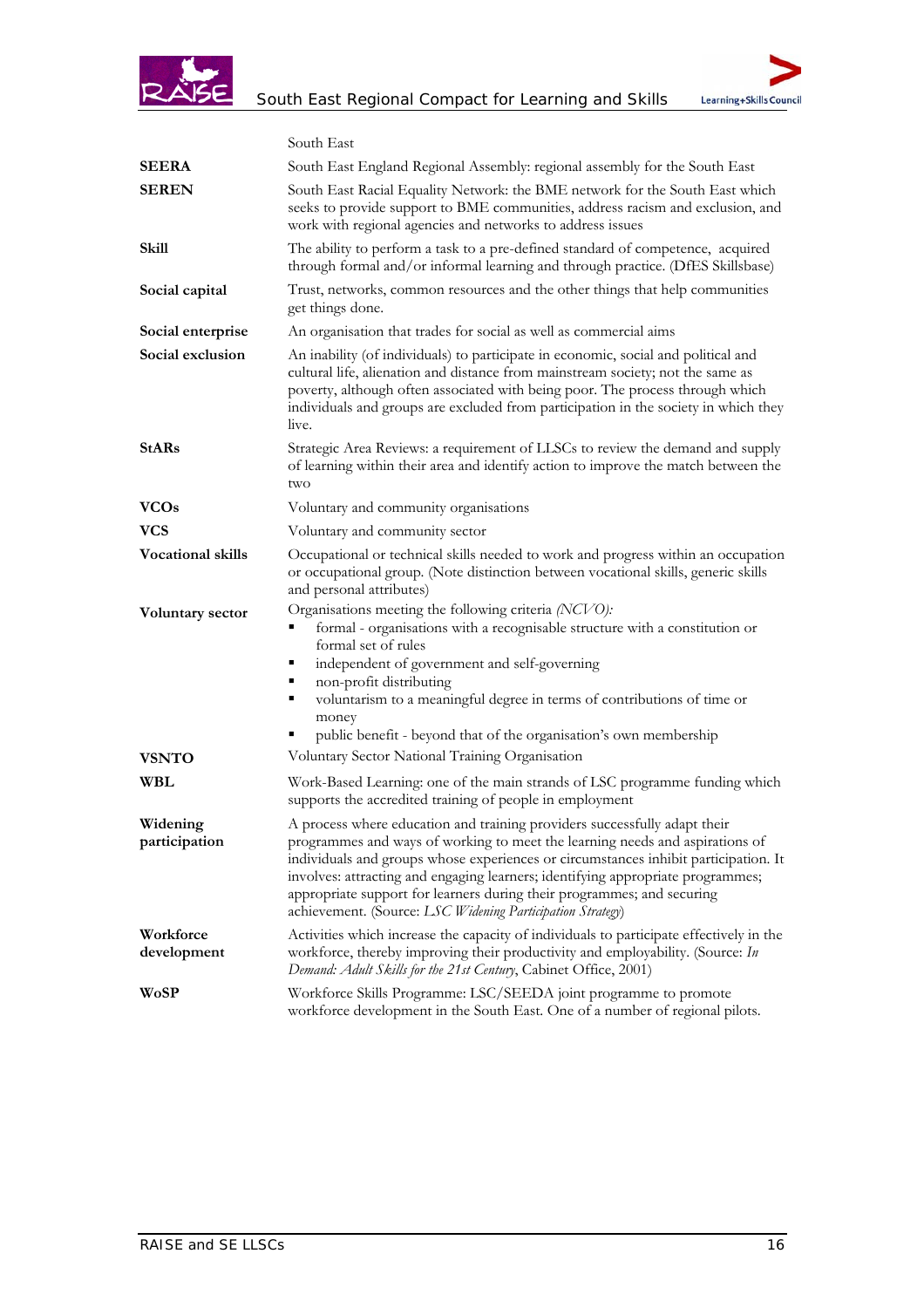| | |
|---|---|
| | South East |
| **SEERA** | South East England Regional Assembly: regional assembly for the South East |
| **SEREN** | South East Racial Equality Network: the BME network for the South East which seeks to provide support to BME communities, address racism and exclusion, and work with regional agencies and networks to address issues |
| **Skill** | The ability to perform a task to a pre-defined standard of competence, acquired through formal and/or informal learning and through practice. (DfES Skillsbase) |
| **Social capital** | Trust, networks, common resources and the other things that help communities get things done. |
| **Social enterprise** | An organisation that trades for social as well as commercial aims |
| **Social exclusion** | An inability (of individuals) to participate in economic, social and political and cultural life, alienation and distance from mainstream society; not the same as poverty, although often associated with being poor. The process through which individuals and groups are excluded from participation in the society in which they live. |
| **StARs** | Strategic Area Reviews: a requirement of LLSCs to review the demand and supply of learning within their area and identify action to improve the match between the two |
| **VCOs** | Voluntary and community organisations |
| **VCS** | Voluntary and community sector |
| **Vocational skills** | Occupational or technical skills needed to work and progress within an occupation or occupational group. (Note distinction between vocational skills, generic skills and personal attributes) |
| **Voluntary sector** | Organisations meeting the following criteria *(NCVO)*: ▪ formal - organisations with a recognisable structure with a constitution or formal set of rules ▪ independent of government and self-governing ▪ non-profit distributing ▪ voluntarism to a meaningful degree in terms of contributions of time or money ▪ public benefit - beyond that of the organisation's own membership |
| **VSNTO** | Voluntary Sector National Training Organisation |
| **WBL** | Work-Based Learning: one of the main strands of LSC programme funding which supports the accredited training of people in employment |
| **Widening participation** | A process where education and training providers successfully adapt their programmes and ways of working to meet the learning needs and aspirations of individuals and groups whose experiences or circumstances inhibit participation. It involves: attracting and engaging learners; identifying appropriate programmes; appropriate support for learners during their programmes; and securing achievement. (Source: *LSC Widening Participation Strategy*) |
| **Workforce development** | Activities which increase the capacity of individuals to participate effectively in the workforce, thereby improving their productivity and employability. (Source: *In Demand: Adult Skills for the 21st Century*, Cabinet Office, 2001) |
| **WoSP** | Workforce Skills Programme: LSC/SEEDA joint programme to promote workforce development in the South East. One of a number of regional pilots. |